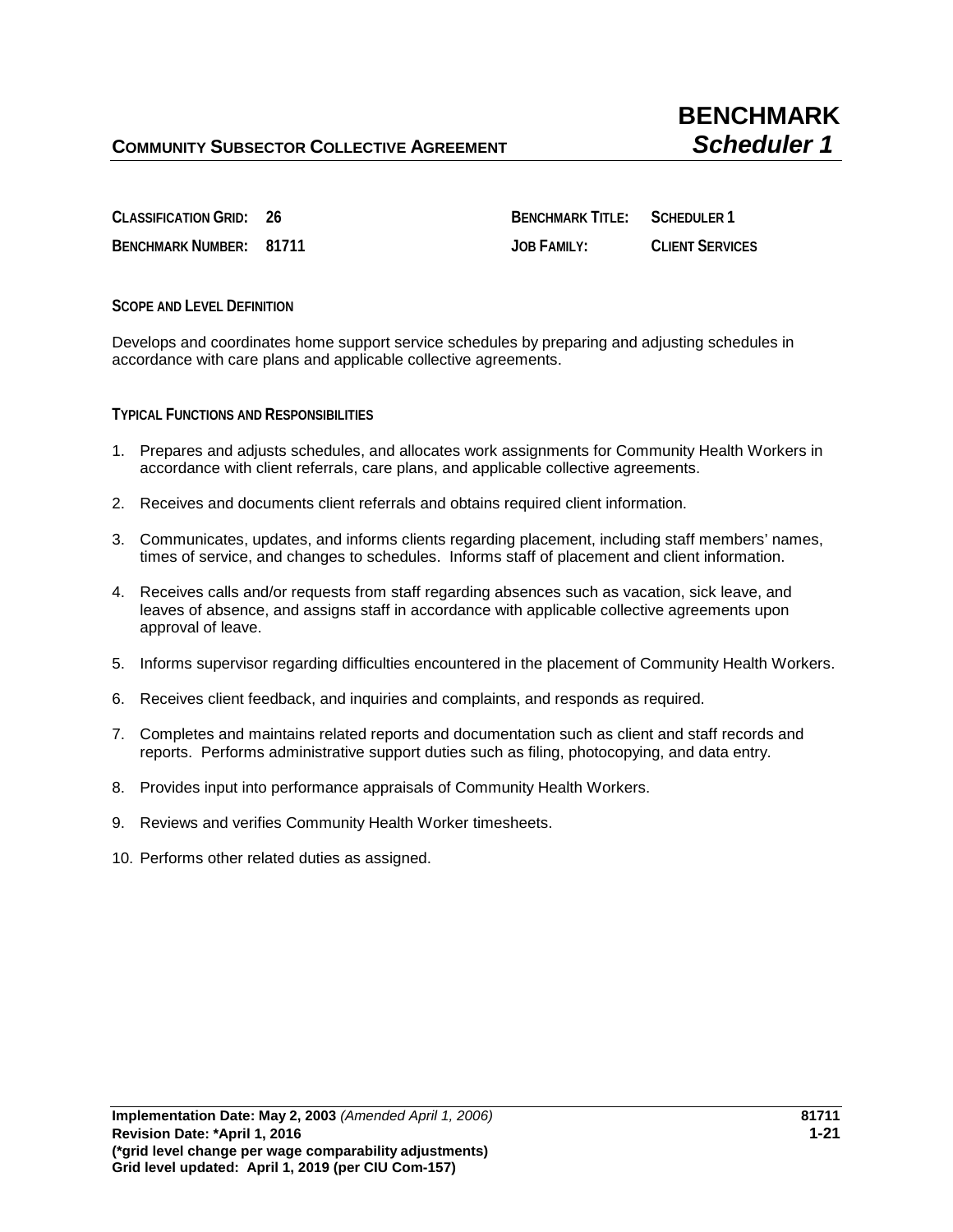# BENCHMARK

**COMMUNITY SUBSECTOR COLLECTIVE AGREEMENT** ***Scheduler 1***

**CLASSIFICATION GRID:** 26 **BENCHMARK TITLE:** SCHEDULER 1

**BENCHMARK NUMBER:** 81711 **JOB FAMILY:** CLIENT SERVICES

## SCOPE AND LEVEL DEFINITION

Develops and coordinates home support service schedules by preparing and adjusting schedules in accordance with care plans and applicable collective agreements.

## TYPICAL FUNCTIONS AND RESPONSIBILITIES

1. Prepares and adjusts schedules, and allocates work assignments for Community Health Workers in accordance with client referrals, care plans, and applicable collective agreements.
2. Receives and documents client referrals and obtains required client information.
3. Communicates, updates, and informs clients regarding placement, including staff members' names, times of service, and changes to schedules. Informs staff of placement and client information.
4. Receives calls and/or requests from staff regarding absences such as vacation, sick leave, and leaves of absence, and assigns staff in accordance with applicable collective agreements upon approval of leave.
5. Informs supervisor regarding difficulties encountered in the placement of Community Health Workers.
6. Receives client feedback, and inquiries and complaints, and responds as required.
7. Completes and maintains related reports and documentation such as client and staff records and reports. Performs administrative support duties such as filing, photocopying, and data entry.
8. Provides input into performance appraisals of Community Health Workers.
9. Reviews and verifies Community Health Worker timesheets.
10. Performs other related duties as assigned.

**Implementation Date: May 2, 2003** *(Amended April 1, 2006)*
**Revision Date: *April 1, 2016**
**(*grid level change per wage comparability adjustments)**
**Grid level updated: April 1, 2019 (per CIU Com-157)**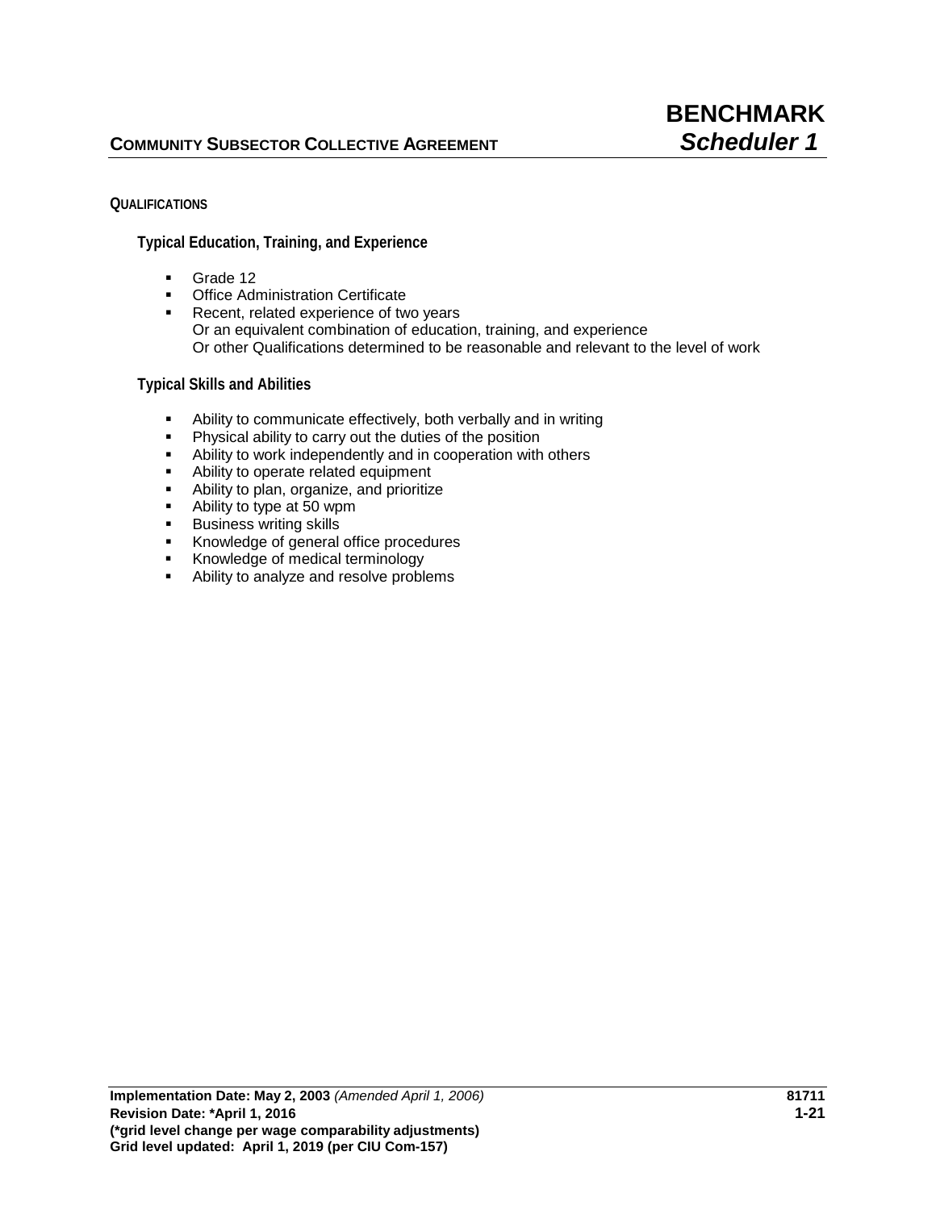## QUALIFICATIONS

### Typical Education, Training, and Experience

- Grade 12
- Office Administration Certificate
- Recent, related experience of two years
  Or an equivalent combination of education, training, and experience
  Or other Qualifications determined to be reasonable and relevant to the level of work

### Typical Skills and Abilities

- Ability to communicate effectively, both verbally and in writing
- Physical ability to carry out the duties of the position
- Ability to work independently and in cooperation with others
- Ability to operate related equipment
- Ability to plan, organize, and prioritize
- Ability to type at 50 wpm
- Business writing skills
- Knowledge of general office procedures
- Knowledge of medical terminology
- Ability to analyze and resolve problems